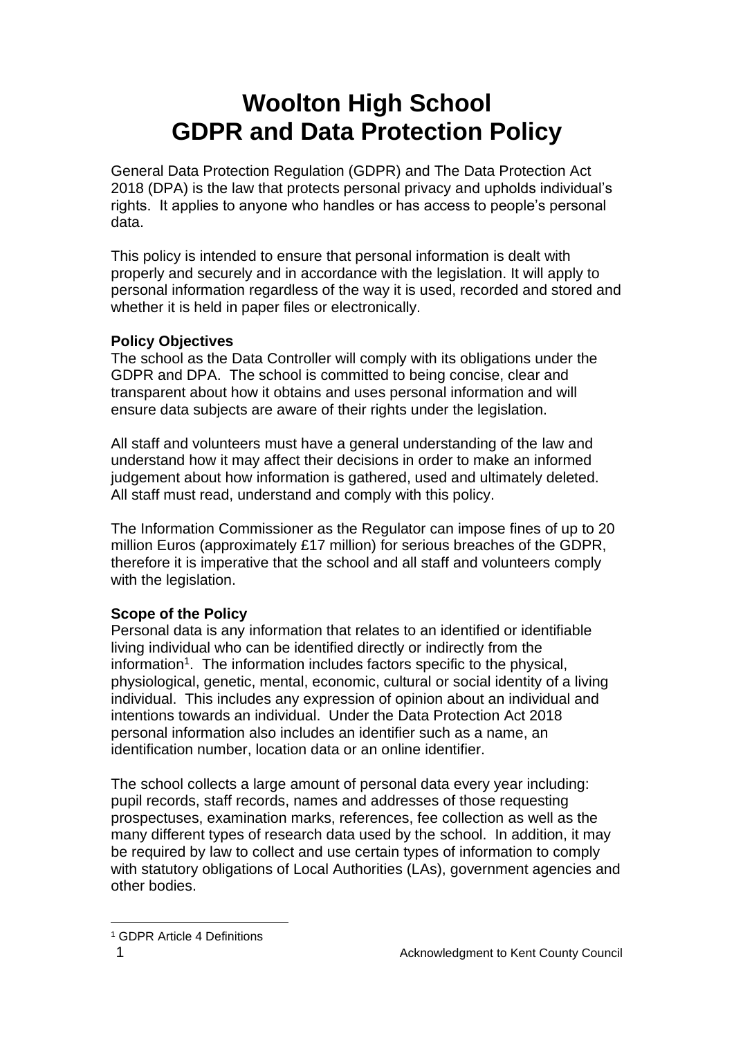# Woolton High School
# GDPR and Data Protection Policy

General Data Protection Regulation (GDPR) and The Data Protection Act 2018 (DPA) is the law that protects personal privacy and upholds individual's rights. It applies to anyone who handles or has access to people's personal data.

This policy is intended to ensure that personal information is dealt with properly and securely and in accordance with the legislation. It will apply to personal information regardless of the way it is used, recorded and stored and whether it is held in paper files or electronically.

**Policy Objectives**

The school as the Data Controller will comply with its obligations under the GDPR and DPA. The school is committed to being concise, clear and transparent about how it obtains and uses personal information and will ensure data subjects are aware of their rights under the legislation.

All staff and volunteers must have a general understanding of the law and understand how it may affect their decisions in order to make an informed judgement about how information is gathered, used and ultimately deleted. All staff must read, understand and comply with this policy.

The Information Commissioner as the Regulator can impose fines of up to 20 million Euros (approximately £17 million) for serious breaches of the GDPR, therefore it is imperative that the school and all staff and volunteers comply with the legislation.

**Scope of the Policy**

Personal data is any information that relates to an identified or identifiable living individual who can be identified directly or indirectly from the information[1]. The information includes factors specific to the physical, physiological, genetic, mental, economic, cultural or social identity of a living individual. This includes any expression of opinion about an individual and intentions towards an individual. Under the Data Protection Act 2018 personal information also includes an identifier such as a name, an identification number, location data or an online identifier.

The school collects a large amount of personal data every year including: pupil records, staff records, names and addresses of those requesting prospectuses, examination marks, references, fee collection as well as the many different types of research data used by the school. In addition, it may be required by law to collect and use certain types of information to comply with statutory obligations of Local Authorities (LAs), government agencies and other bodies.

[1] GDPR Article 4 Definitions

Acknowledgment to Kent County Council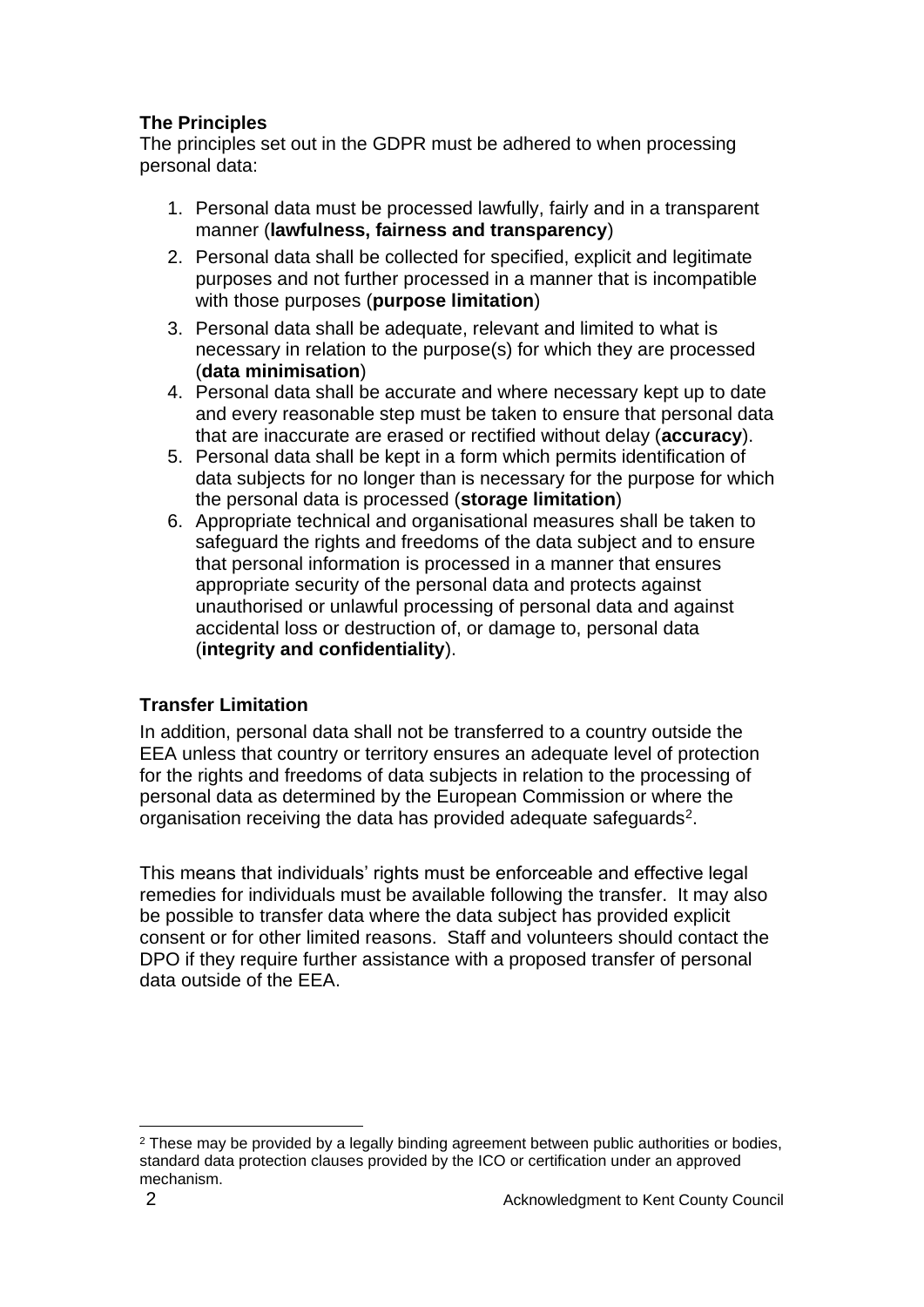### The Principles

The principles set out in the GDPR must be adhered to when processing personal data:

1. Personal data must be processed lawfully, fairly and in a transparent manner (**lawfulness, fairness and transparency**)
2. Personal data shall be collected for specified, explicit and legitimate purposes and not further processed in a manner that is incompatible with those purposes (**purpose limitation**)
3. Personal data shall be adequate, relevant and limited to what is necessary in relation to the purpose(s) for which they are processed (**data minimisation**)
4. Personal data shall be accurate and where necessary kept up to date and every reasonable step must be taken to ensure that personal data that are inaccurate are erased or rectified without delay (**accuracy**).
5. Personal data shall be kept in a form which permits identification of data subjects for no longer than is necessary for the purpose for which the personal data is processed (**storage limitation**)
6. Appropriate technical and organisational measures shall be taken to safeguard the rights and freedoms of the data subject and to ensure that personal information is processed in a manner that ensures appropriate security of the personal data and protects against unauthorised or unlawful processing of personal data and against accidental loss or destruction of, or damage to, personal data (**integrity and confidentiality**).

### Transfer Limitation

In addition, personal data shall not be transferred to a country outside the EEA unless that country or territory ensures an adequate level of protection for the rights and freedoms of data subjects in relation to the processing of personal data as determined by the European Commission or where the organisation receiving the data has provided adequate safeguards[2].

This means that individuals' rights must be enforceable and effective legal remedies for individuals must be available following the transfer. It may also be possible to transfer data where the data subject has provided explicit consent or for other limited reasons. Staff and volunteers should contact the DPO if they require further assistance with a proposed transfer of personal data outside of the EEA.

[2] These may be provided by a legally binding agreement between public authorities or bodies, standard data protection clauses provided by the ICO or certification under an approved mechanism.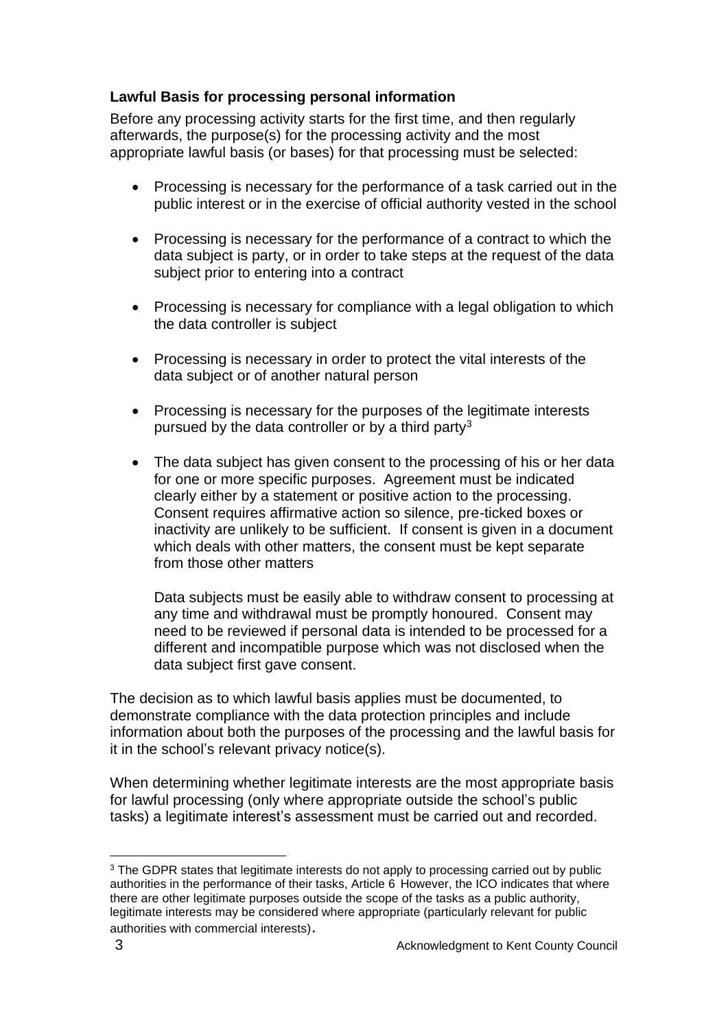**Lawful Basis for processing personal information**

Before any processing activity starts for the first time, and then regularly afterwards, the purpose(s) for the processing activity and the most appropriate lawful basis (or bases) for that processing must be selected:

- Processing is necessary for the performance of a task carried out in the public interest or in the exercise of official authority vested in the school
- Processing is necessary for the performance of a contract to which the data subject is party, or in order to take steps at the request of the data subject prior to entering into a contract
- Processing is necessary for compliance with a legal obligation to which the data controller is subject
- Processing is necessary in order to protect the vital interests of the data subject or of another natural person
- Processing is necessary for the purposes of the legitimate interests pursued by the data controller or by a third party[3]
- The data subject has given consent to the processing of his or her data for one or more specific purposes. Agreement must be indicated clearly either by a statement or positive action to the processing. Consent requires affirmative action so silence, pre-ticked boxes or inactivity are unlikely to be sufficient. If consent is given in a document which deals with other matters, the consent must be kept separate from those other matters

  Data subjects must be easily able to withdraw consent to processing at any time and withdrawal must be promptly honoured. Consent may need to be reviewed if personal data is intended to be processed for a different and incompatible purpose which was not disclosed when the data subject first gave consent.

The decision as to which lawful basis applies must be documented, to demonstrate compliance with the data protection principles and include information about both the purposes of the processing and the lawful basis for it in the school's relevant privacy notice(s).

When determining whether legitimate interests are the most appropriate basis for lawful processing (only where appropriate outside the school's public tasks) a legitimate interest's assessment must be carried out and recorded.

---

[3] The GDPR states that legitimate interests do not apply to processing carried out by public authorities in the performance of their tasks, Article 6 However, the ICO indicates that where there are other legitimate purposes outside the scope of the tasks as a public authority, legitimate interests may be considered where appropriate (particularly relevant for public authorities with commercial interests).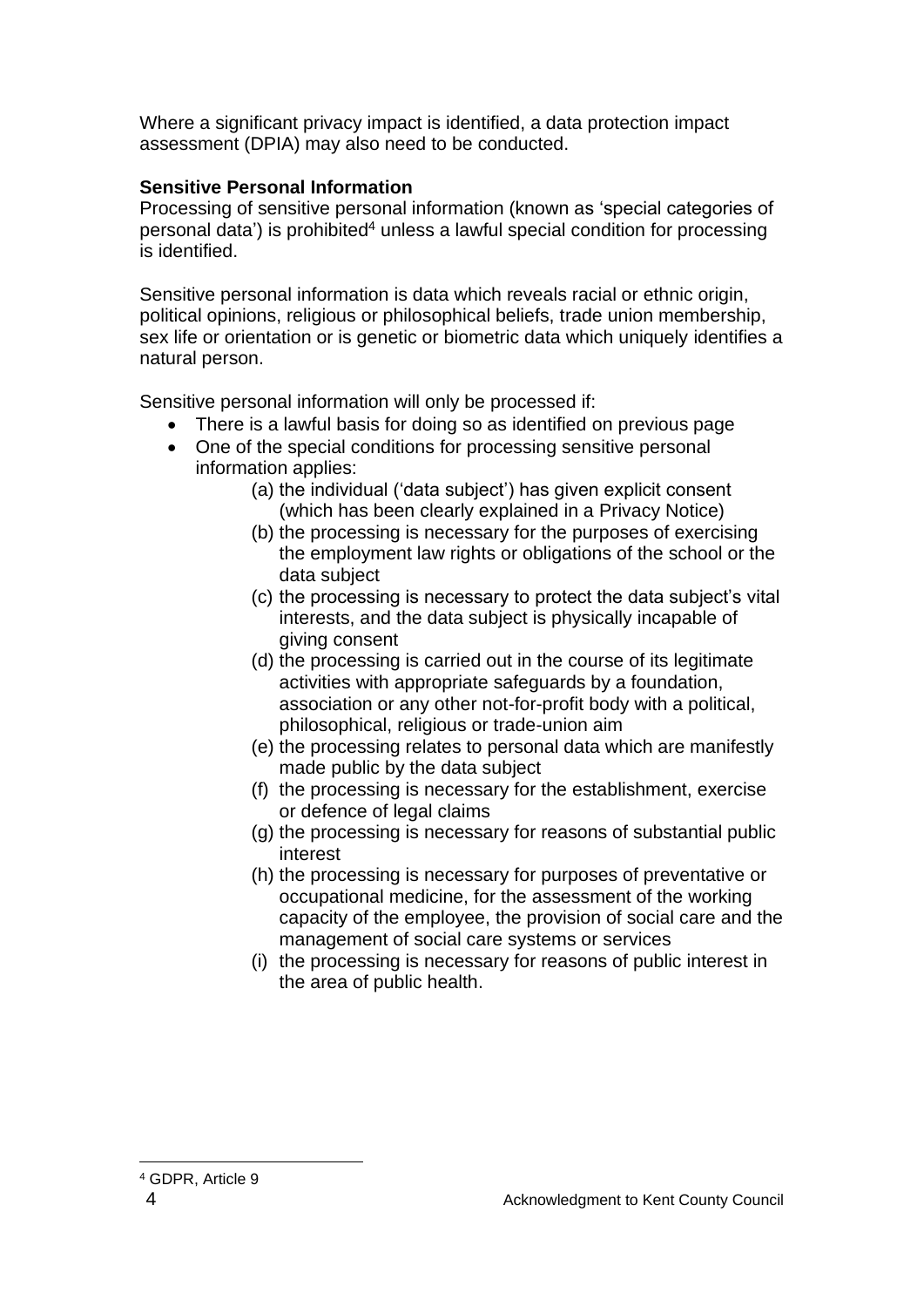Where a significant privacy impact is identified, a data protection impact assessment (DPIA) may also need to be conducted.

**Sensitive Personal Information**

Processing of sensitive personal information (known as 'special categories of personal data') is prohibited[4] unless a lawful special condition for processing is identified.

Sensitive personal information is data which reveals racial or ethnic origin, political opinions, religious or philosophical beliefs, trade union membership, sex life or orientation or is genetic or biometric data which uniquely identifies a natural person.

Sensitive personal information will only be processed if:

- There is a lawful basis for doing so as identified on previous page
- One of the special conditions for processing sensitive personal information applies:
  - (a) the individual ('data subject') has given explicit consent (which has been clearly explained in a Privacy Notice)
  - (b) the processing is necessary for the purposes of exercising the employment law rights or obligations of the school or the data subject
  - (c) the processing is necessary to protect the data subject's vital interests, and the data subject is physically incapable of giving consent
  - (d) the processing is carried out in the course of its legitimate activities with appropriate safeguards by a foundation, association or any other not-for-profit body with a political, philosophical, religious or trade-union aim
  - (e) the processing relates to personal data which are manifestly made public by the data subject
  - (f) the processing is necessary for the establishment, exercise or defence of legal claims
  - (g) the processing is necessary for reasons of substantial public interest
  - (h) the processing is necessary for purposes of preventative or occupational medicine, for the assessment of the working capacity of the employee, the provision of social care and the management of social care systems or services
  - (i) the processing is necessary for reasons of public interest in the area of public health.

[4] GDPR, Article 9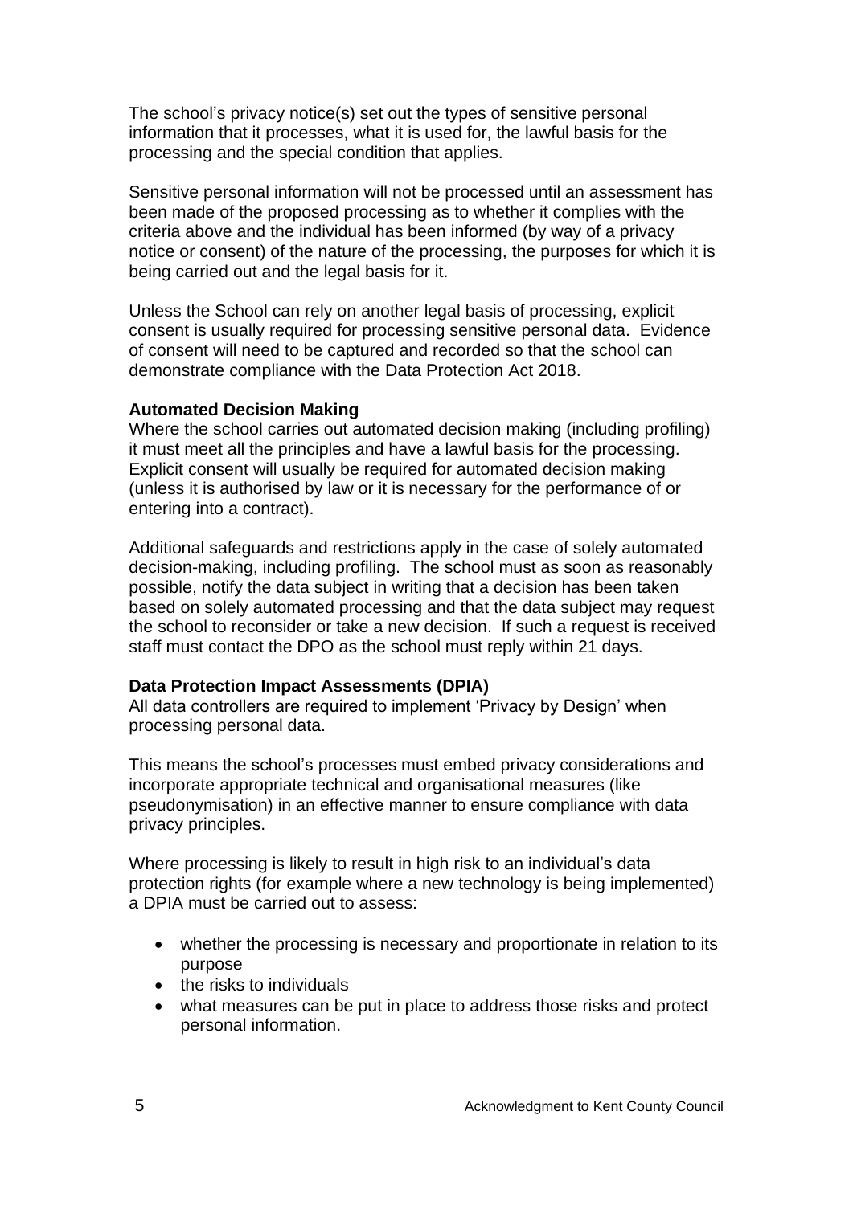The school's privacy notice(s) set out the types of sensitive personal information that it processes, what it is used for, the lawful basis for the processing and the special condition that applies.

Sensitive personal information will not be processed until an assessment has been made of the proposed processing as to whether it complies with the criteria above and the individual has been informed (by way of a privacy notice or consent) of the nature of the processing, the purposes for which it is being carried out and the legal basis for it.

Unless the School can rely on another legal basis of processing, explicit consent is usually required for processing sensitive personal data. Evidence of consent will need to be captured and recorded so that the school can demonstrate compliance with the Data Protection Act 2018.

**Automated Decision Making**

Where the school carries out automated decision making (including profiling) it must meet all the principles and have a lawful basis for the processing. Explicit consent will usually be required for automated decision making (unless it is authorised by law or it is necessary for the performance of or entering into a contract).

Additional safeguards and restrictions apply in the case of solely automated decision-making, including profiling. The school must as soon as reasonably possible, notify the data subject in writing that a decision has been taken based on solely automated processing and that the data subject may request the school to reconsider or take a new decision. If such a request is received staff must contact the DPO as the school must reply within 21 days.

**Data Protection Impact Assessments (DPIA)**

All data controllers are required to implement 'Privacy by Design' when processing personal data.

This means the school's processes must embed privacy considerations and incorporate appropriate technical and organisational measures (like pseudonymisation) in an effective manner to ensure compliance with data privacy principles.

Where processing is likely to result in high risk to an individual's data protection rights (for example where a new technology is being implemented) a DPIA must be carried out to assess:

- whether the processing is necessary and proportionate in relation to its purpose
- the risks to individuals
- what measures can be put in place to address those risks and protect personal information.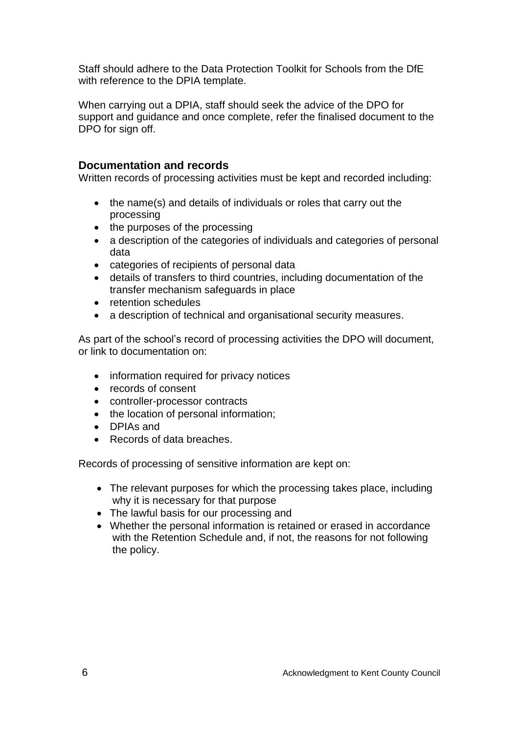Staff should adhere to the Data Protection Toolkit for Schools from the DfE with reference to the DPIA template.

When carrying out a DPIA, staff should seek the advice of the DPO for support and guidance and once complete, refer the finalised document to the DPO for sign off.

### Documentation and records

Written records of processing activities must be kept and recorded including:

- the name(s) and details of individuals or roles that carry out the processing
- the purposes of the processing
- a description of the categories of individuals and categories of personal data
- categories of recipients of personal data
- details of transfers to third countries, including documentation of the transfer mechanism safeguards in place
- retention schedules
- a description of technical and organisational security measures.

As part of the school's record of processing activities the DPO will document, or link to documentation on:

- information required for privacy notices
- records of consent
- controller-processor contracts
- the location of personal information;
- DPIAs and
- Records of data breaches.

Records of processing of sensitive information are kept on:

- The relevant purposes for which the processing takes place, including why it is necessary for that purpose
- The lawful basis for our processing and
- Whether the personal information is retained or erased in accordance with the Retention Schedule and, if not, the reasons for not following the policy.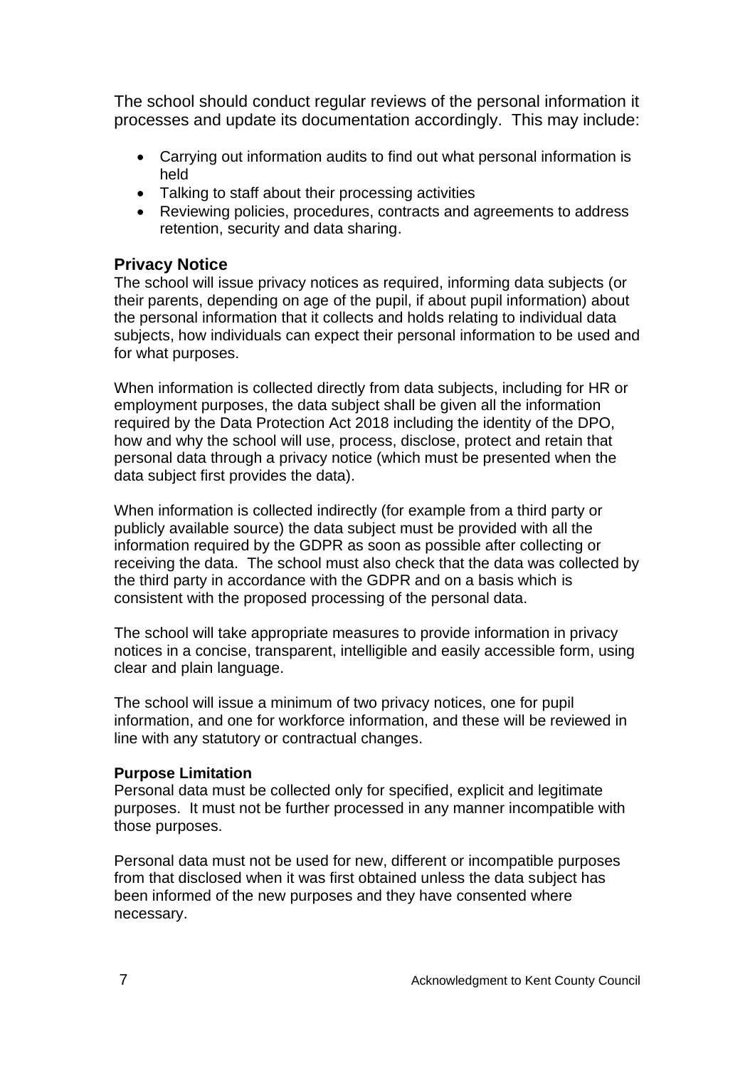The school should conduct regular reviews of the personal information it processes and update its documentation accordingly. This may include:

- Carrying out information audits to find out what personal information is held
- Talking to staff about their processing activities
- Reviewing policies, procedures, contracts and agreements to address retention, security and data sharing.

## Privacy Notice

The school will issue privacy notices as required, informing data subjects (or their parents, depending on age of the pupil, if about pupil information) about the personal information that it collects and holds relating to individual data subjects, how individuals can expect their personal information to be used and for what purposes.

When information is collected directly from data subjects, including for HR or employment purposes, the data subject shall be given all the information required by the Data Protection Act 2018 including the identity of the DPO, how and why the school will use, process, disclose, protect and retain that personal data through a privacy notice (which must be presented when the data subject first provides the data).

When information is collected indirectly (for example from a third party or publicly available source) the data subject must be provided with all the information required by the GDPR as soon as possible after collecting or receiving the data. The school must also check that the data was collected by the third party in accordance with the GDPR and on a basis which is consistent with the proposed processing of the personal data.

The school will take appropriate measures to provide information in privacy notices in a concise, transparent, intelligible and easily accessible form, using clear and plain language.

The school will issue a minimum of two privacy notices, one for pupil information, and one for workforce information, and these will be reviewed in line with any statutory or contractual changes.

### Purpose Limitation

Personal data must be collected only for specified, explicit and legitimate purposes. It must not be further processed in any manner incompatible with those purposes.

Personal data must not be used for new, different or incompatible purposes from that disclosed when it was first obtained unless the data subject has been informed of the new purposes and they have consented where necessary.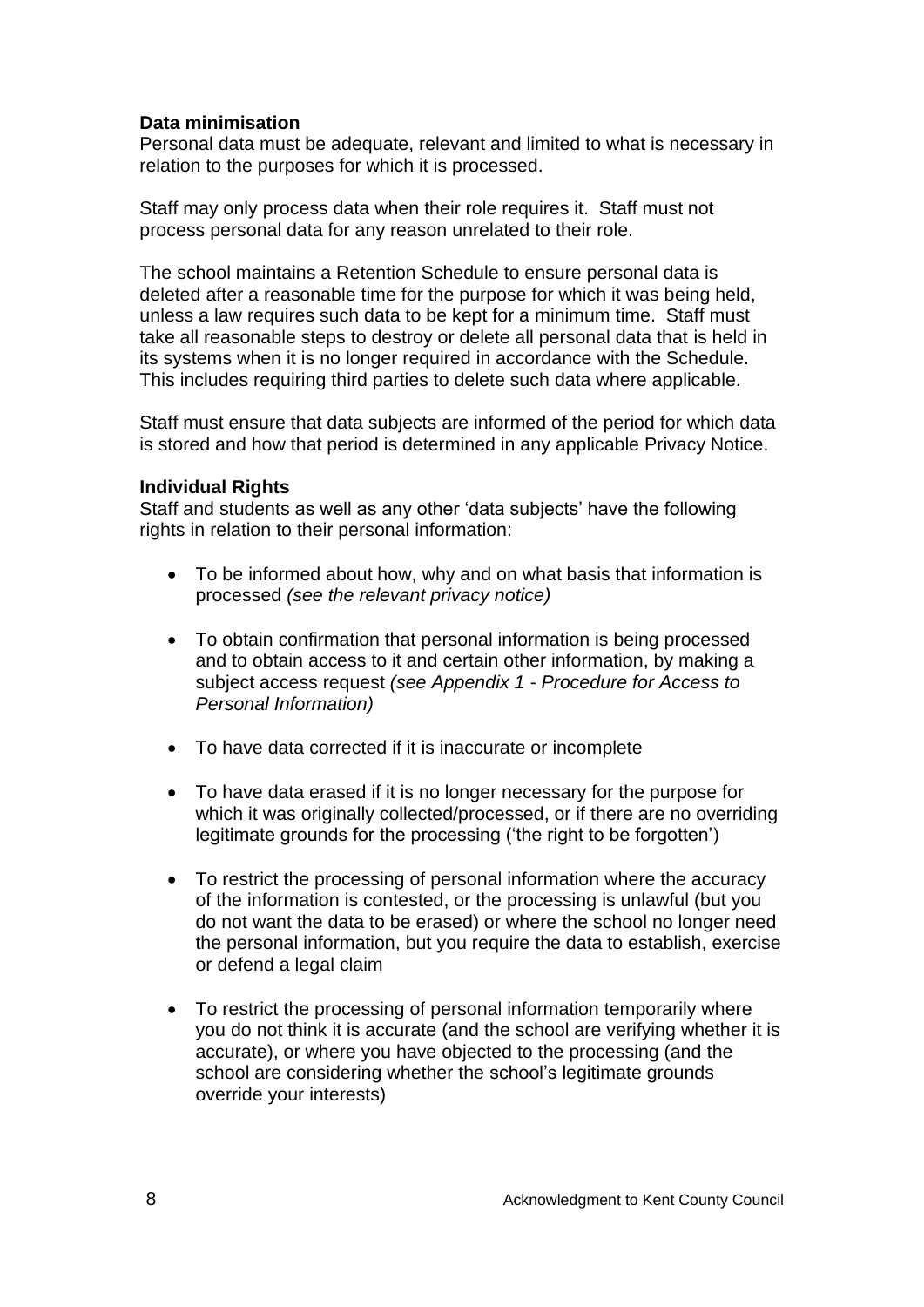**Data minimisation**
Personal data must be adequate, relevant and limited to what is necessary in relation to the purposes for which it is processed.

Staff may only process data when their role requires it. Staff must not process personal data for any reason unrelated to their role.

The school maintains a Retention Schedule to ensure personal data is deleted after a reasonable time for the purpose for which it was being held, unless a law requires such data to be kept for a minimum time. Staff must take all reasonable steps to destroy or delete all personal data that is held in its systems when it is no longer required in accordance with the Schedule. This includes requiring third parties to delete such data where applicable.

Staff must ensure that data subjects are informed of the period for which data is stored and how that period is determined in any applicable Privacy Notice.

**Individual Rights**
Staff and students as well as any other 'data subjects' have the following rights in relation to their personal information:

- To be informed about how, why and on what basis that information is processed *(see the relevant privacy notice)*
- To obtain confirmation that personal information is being processed and to obtain access to it and certain other information, by making a subject access request *(see Appendix 1 - Procedure for Access to Personal Information)*
- To have data corrected if it is inaccurate or incomplete
- To have data erased if it is no longer necessary for the purpose for which it was originally collected/processed, or if there are no overriding legitimate grounds for the processing ('the right to be forgotten')
- To restrict the processing of personal information where the accuracy of the information is contested, or the processing is unlawful (but you do not want the data to be erased) or where the school no longer need the personal information, but you require the data to establish, exercise or defend a legal claim
- To restrict the processing of personal information temporarily where you do not think it is accurate (and the school are verifying whether it is accurate), or where you have objected to the processing (and the school are considering whether the school's legitimate grounds override your interests)

Acknowledgment to Kent County Council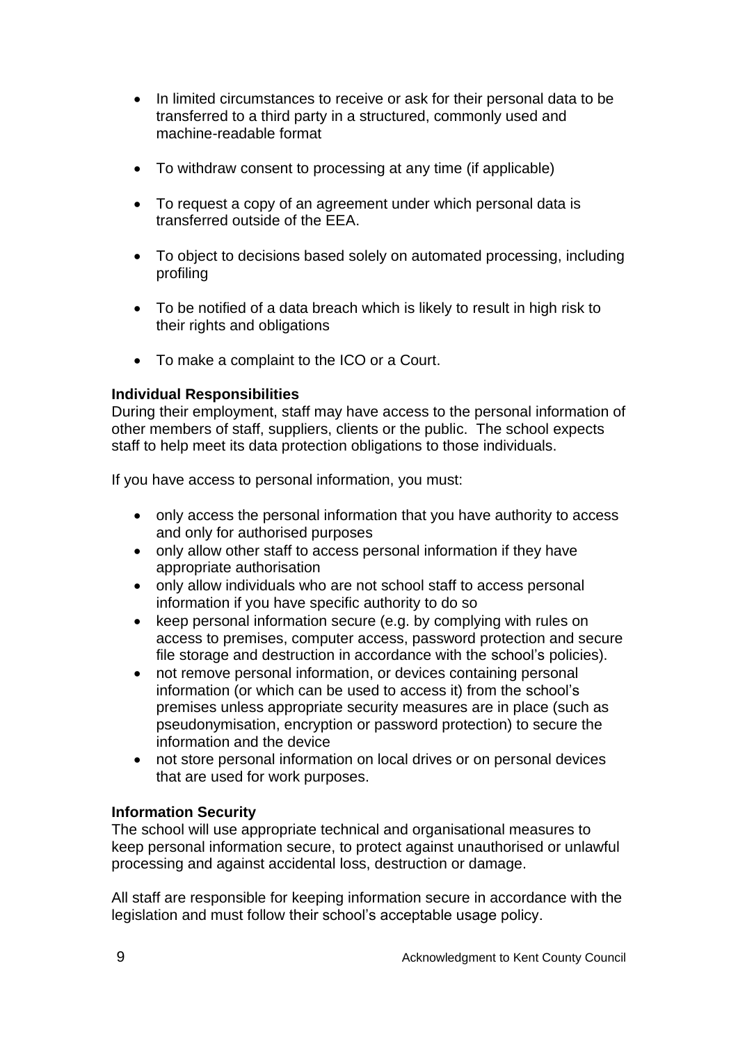- In limited circumstances to receive or ask for their personal data to be transferred to a third party in a structured, commonly used and machine-readable format

- To withdraw consent to processing at any time (if applicable)

- To request a copy of an agreement under which personal data is transferred outside of the EEA.

- To object to decisions based solely on automated processing, including profiling

- To be notified of a data breach which is likely to result in high risk to their rights and obligations

- To make a complaint to the ICO or a Court.

**Individual Responsibilities**
During their employment, staff may have access to the personal information of other members of staff, suppliers, clients or the public. The school expects staff to help meet its data protection obligations to those individuals.

If you have access to personal information, you must:

- only access the personal information that you have authority to access and only for authorised purposes
- only allow other staff to access personal information if they have appropriate authorisation
- only allow individuals who are not school staff to access personal information if you have specific authority to do so
- keep personal information secure (e.g. by complying with rules on access to premises, computer access, password protection and secure file storage and destruction in accordance with the school's policies).
- not remove personal information, or devices containing personal information (or which can be used to access it) from the school's premises unless appropriate security measures are in place (such as pseudonymisation, encryption or password protection) to secure the information and the device
- not store personal information on local drives or on personal devices that are used for work purposes.

**Information Security**
The school will use appropriate technical and organisational measures to keep personal information secure, to protect against unauthorised or unlawful processing and against accidental loss, destruction or damage.

All staff are responsible for keeping information secure in accordance with the legislation and must follow their school's acceptable usage policy.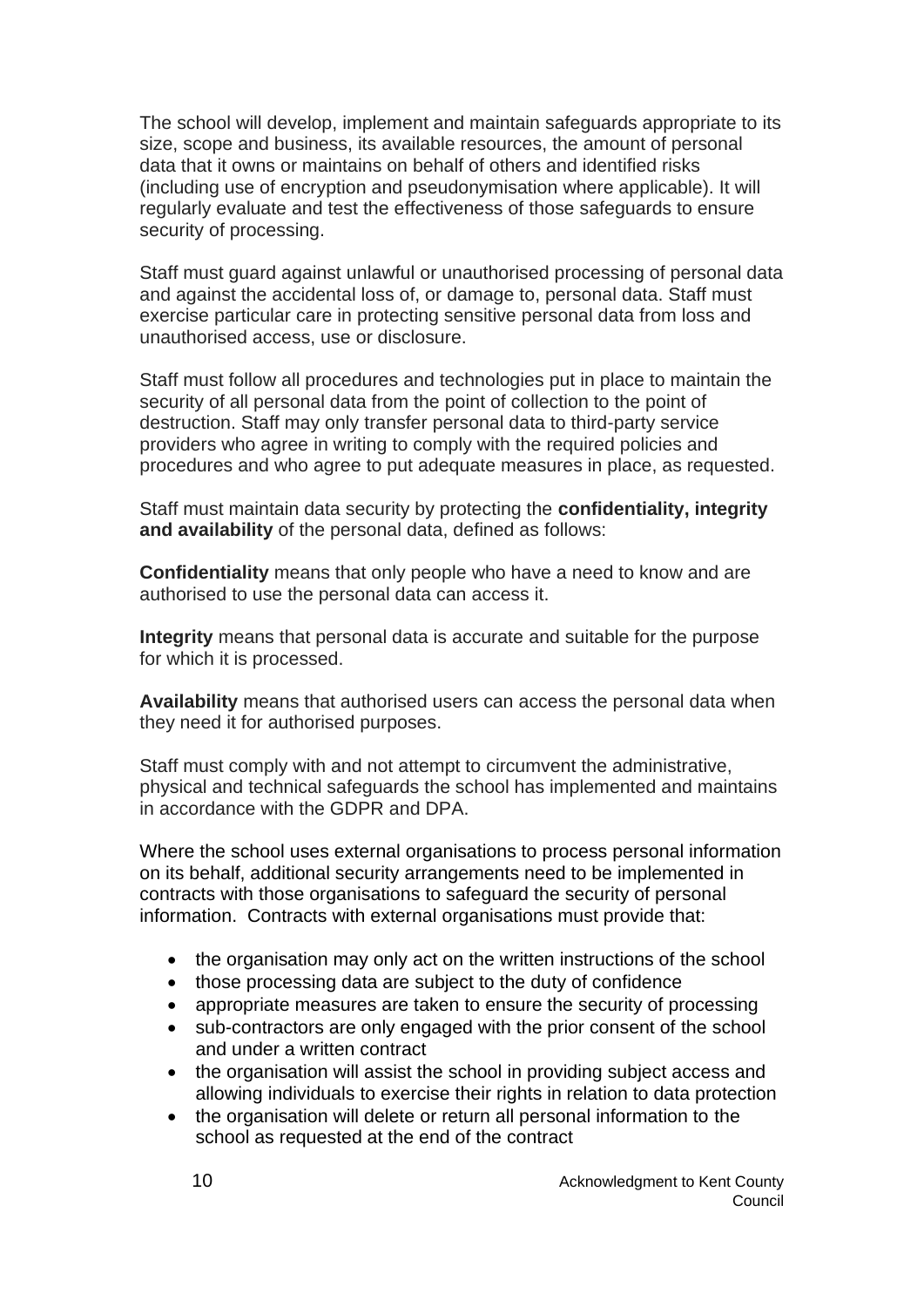The school will develop, implement and maintain safeguards appropriate to its size, scope and business, its available resources, the amount of personal data that it owns or maintains on behalf of others and identified risks (including use of encryption and pseudonymisation where applicable). It will regularly evaluate and test the effectiveness of those safeguards to ensure security of processing.

Staff must guard against unlawful or unauthorised processing of personal data and against the accidental loss of, or damage to, personal data. Staff must exercise particular care in protecting sensitive personal data from loss and unauthorised access, use or disclosure.

Staff must follow all procedures and technologies put in place to maintain the security of all personal data from the point of collection to the point of destruction. Staff may only transfer personal data to third-party service providers who agree in writing to comply with the required policies and procedures and who agree to put adequate measures in place, as requested.

Staff must maintain data security by protecting the **confidentiality, integrity and availability** of the personal data, defined as follows:

**Confidentiality** means that only people who have a need to know and are authorised to use the personal data can access it.

**Integrity** means that personal data is accurate and suitable for the purpose for which it is processed.

**Availability** means that authorised users can access the personal data when they need it for authorised purposes.

Staff must comply with and not attempt to circumvent the administrative, physical and technical safeguards the school has implemented and maintains in accordance with the GDPR and DPA.

Where the school uses external organisations to process personal information on its behalf, additional security arrangements need to be implemented in contracts with those organisations to safeguard the security of personal information. Contracts with external organisations must provide that:

- the organisation may only act on the written instructions of the school
- those processing data are subject to the duty of confidence
- appropriate measures are taken to ensure the security of processing
- sub-contractors are only engaged with the prior consent of the school and under a written contract
- the organisation will assist the school in providing subject access and allowing individuals to exercise their rights in relation to data protection
- the organisation will delete or return all personal information to the school as requested at the end of the contract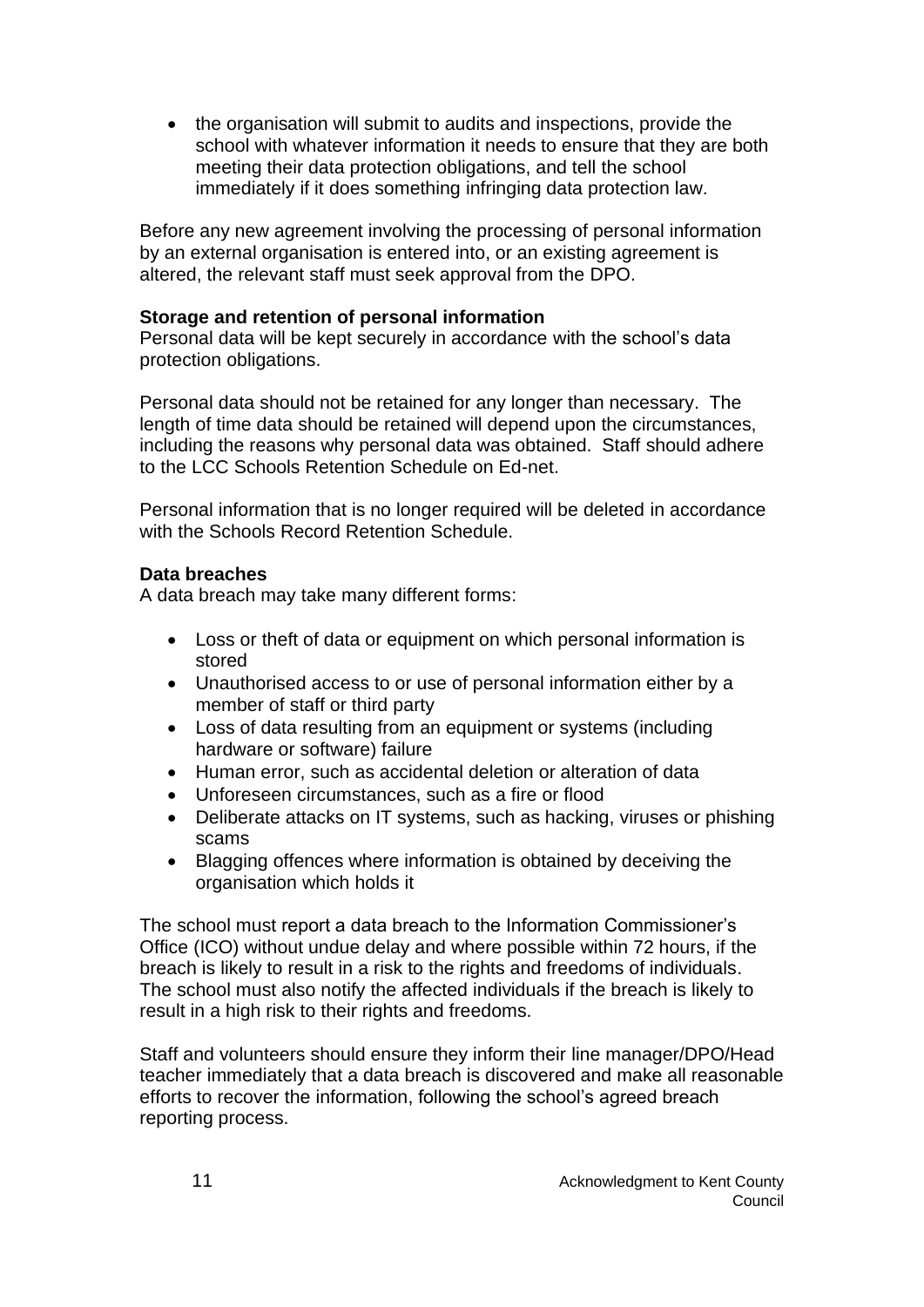- the organisation will submit to audits and inspections, provide the school with whatever information it needs to ensure that they are both meeting their data protection obligations, and tell the school immediately if it does something infringing data protection law.

Before any new agreement involving the processing of personal information by an external organisation is entered into, or an existing agreement is altered, the relevant staff must seek approval from the DPO.

**Storage and retention of personal information**

Personal data will be kept securely in accordance with the school's data protection obligations.

Personal data should not be retained for any longer than necessary. The length of time data should be retained will depend upon the circumstances, including the reasons why personal data was obtained. Staff should adhere to the LCC Schools Retention Schedule on Ed-net.

Personal information that is no longer required will be deleted in accordance with the Schools Record Retention Schedule.

**Data breaches**

A data breach may take many different forms:

- Loss or theft of data or equipment on which personal information is stored
- Unauthorised access to or use of personal information either by a member of staff or third party
- Loss of data resulting from an equipment or systems (including hardware or software) failure
- Human error, such as accidental deletion or alteration of data
- Unforeseen circumstances, such as a fire or flood
- Deliberate attacks on IT systems, such as hacking, viruses or phishing scams
- Blagging offences where information is obtained by deceiving the organisation which holds it

The school must report a data breach to the Information Commissioner's Office (ICO) without undue delay and where possible within 72 hours, if the breach is likely to result in a risk to the rights and freedoms of individuals. The school must also notify the affected individuals if the breach is likely to result in a high risk to their rights and freedoms.

Staff and volunteers should ensure they inform their line manager/DPO/Head teacher immediately that a data breach is discovered and make all reasonable efforts to recover the information, following the school's agreed breach reporting process.

Acknowledgment to Kent County Council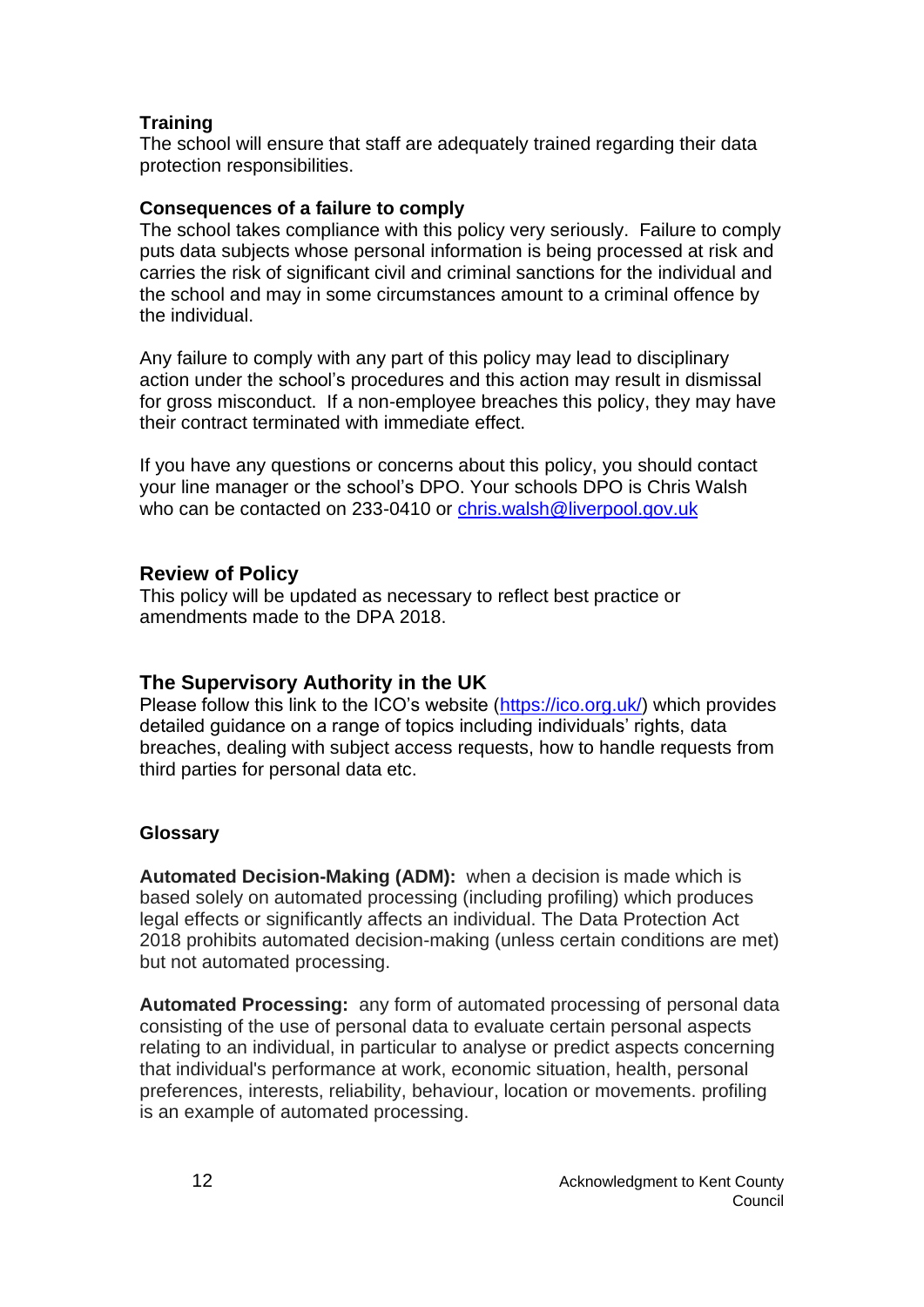**Training**
The school will ensure that staff are adequately trained regarding their data protection responsibilities.

**Consequences of a failure to comply**
The school takes compliance with this policy very seriously. Failure to comply puts data subjects whose personal information is being processed at risk and carries the risk of significant civil and criminal sanctions for the individual and the school and may in some circumstances amount to a criminal offence by the individual.

Any failure to comply with any part of this policy may lead to disciplinary action under the school's procedures and this action may result in dismissal for gross misconduct. If a non-employee breaches this policy, they may have their contract terminated with immediate effect.

If you have any questions or concerns about this policy, you should contact your line manager or the school's DPO. Your schools DPO is Chris Walsh who can be contacted on 233-0410 or [chris.walsh@liverpool.gov.uk](mailto:chris.walsh@liverpool.gov.uk)

## Review of Policy

This policy will be updated as necessary to reflect best practice or amendments made to the DPA 2018.

## The Supervisory Authority in the UK

Please follow this link to the ICO's website ([https://ico.org.uk/](https://ico.org.uk/)) which provides detailed guidance on a range of topics including individuals' rights, data breaches, dealing with subject access requests, how to handle requests from third parties for personal data etc.

**Glossary**

**Automated Decision-Making (ADM):** when a decision is made which is based solely on automated processing (including profiling) which produces legal effects or significantly affects an individual. The Data Protection Act 2018 prohibits automated decision-making (unless certain conditions are met) but not automated processing.

**Automated Processing:** any form of automated processing of personal data consisting of the use of personal data to evaluate certain personal aspects relating to an individual, in particular to analyse or predict aspects concerning that individual's performance at work, economic situation, health, personal preferences, interests, reliability, behaviour, location or movements. profiling is an example of automated processing.

Acknowledgment to Kent County Council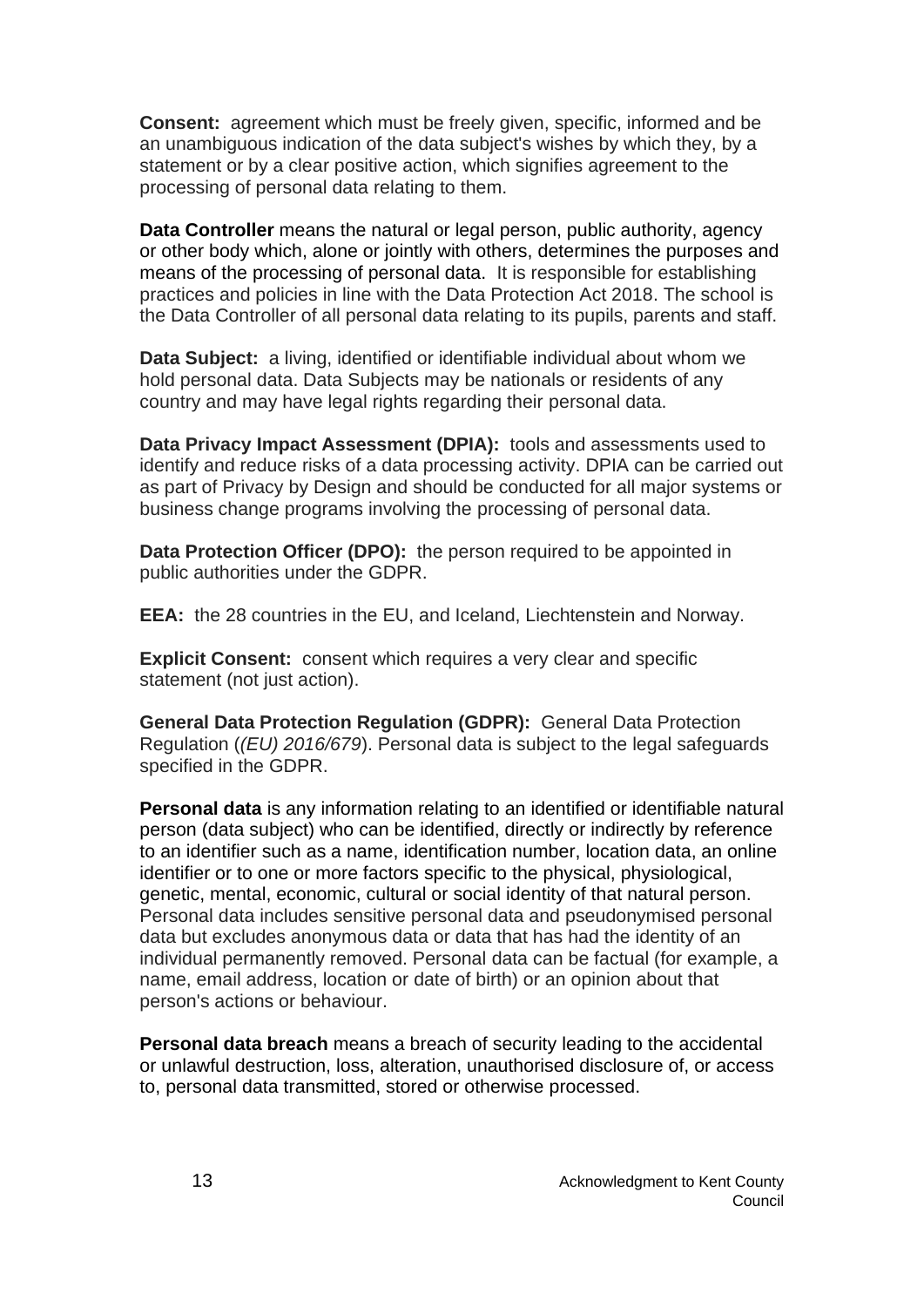**Consent:** agreement which must be freely given, specific, informed and be an unambiguous indication of the data subject's wishes by which they, by a statement or by a clear positive action, which signifies agreement to the processing of personal data relating to them.

**Data Controller** means the natural or legal person, public authority, agency or other body which, alone or jointly with others, determines the purposes and means of the processing of personal data. It is responsible for establishing practices and policies in line with the Data Protection Act 2018. The school is the Data Controller of all personal data relating to its pupils, parents and staff.

**Data Subject:** a living, identified or identifiable individual about whom we hold personal data. Data Subjects may be nationals or residents of any country and may have legal rights regarding their personal data.

**Data Privacy Impact Assessment (DPIA):** tools and assessments used to identify and reduce risks of a data processing activity. DPIA can be carried out as part of Privacy by Design and should be conducted for all major systems or business change programs involving the processing of personal data.

**Data Protection Officer (DPO):** the person required to be appointed in public authorities under the GDPR.

**EEA:** the 28 countries in the EU, and Iceland, Liechtenstein and Norway.

**Explicit Consent:** consent which requires a very clear and specific statement (not just action).

**General Data Protection Regulation (GDPR):** General Data Protection Regulation (*(EU) 2016/679*). Personal data is subject to the legal safeguards specified in the GDPR.

**Personal data** is any information relating to an identified or identifiable natural person (data subject) who can be identified, directly or indirectly by reference to an identifier such as a name, identification number, location data, an online identifier or to one or more factors specific to the physical, physiological, genetic, mental, economic, cultural or social identity of that natural person. Personal data includes sensitive personal data and pseudonymised personal data but excludes anonymous data or data that has had the identity of an individual permanently removed. Personal data can be factual (for example, a name, email address, location or date of birth) or an opinion about that person's actions or behaviour.

**Personal data breach** means a breach of security leading to the accidental or unlawful destruction, loss, alteration, unauthorised disclosure of, or access to, personal data transmitted, stored or otherwise processed.

Acknowledgment to Kent County Council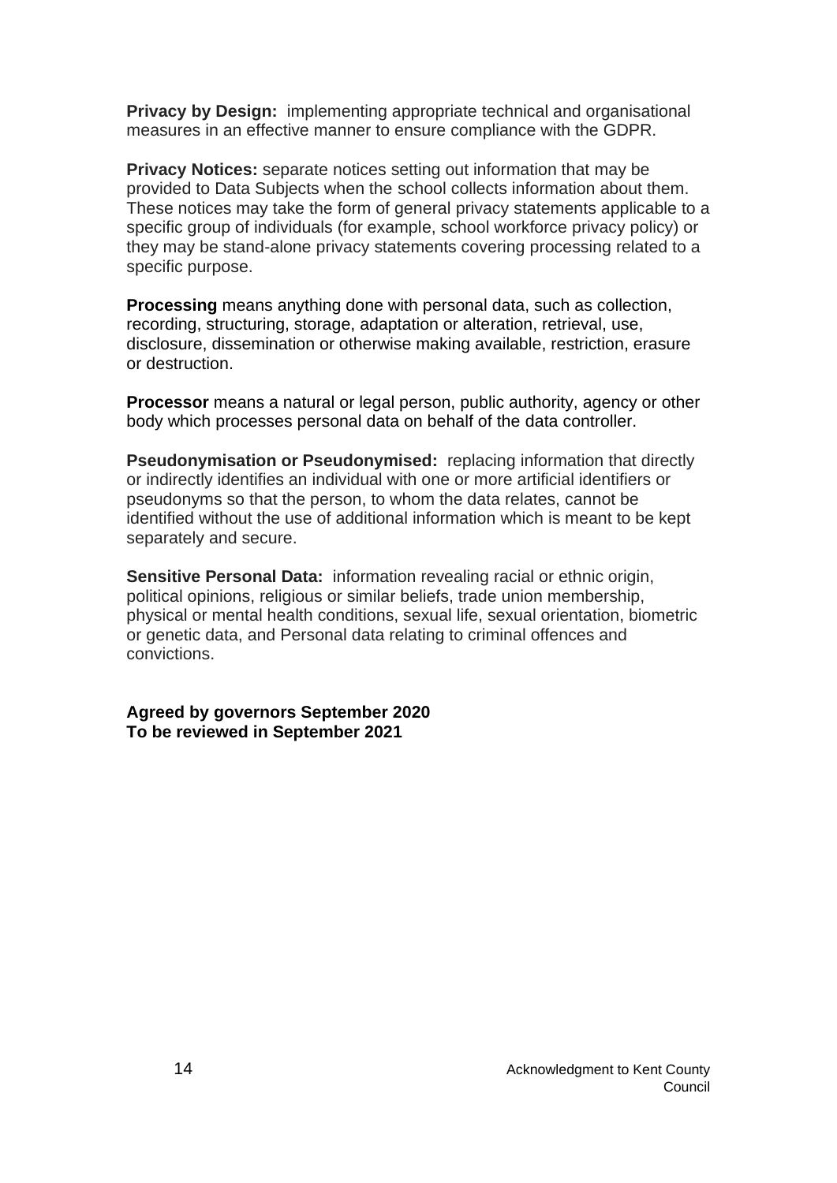**Privacy by Design:** implementing appropriate technical and organisational measures in an effective manner to ensure compliance with the GDPR.

**Privacy Notices:** separate notices setting out information that may be provided to Data Subjects when the school collects information about them. These notices may take the form of general privacy statements applicable to a specific group of individuals (for example, school workforce privacy policy) or they may be stand-alone privacy statements covering processing related to a specific purpose.

**Processing** means anything done with personal data, such as collection, recording, structuring, storage, adaptation or alteration, retrieval, use, disclosure, dissemination or otherwise making available, restriction, erasure or destruction.

**Processor** means a natural or legal person, public authority, agency or other body which processes personal data on behalf of the data controller.

**Pseudonymisation or Pseudonymised:** replacing information that directly or indirectly identifies an individual with one or more artificial identifiers or pseudonyms so that the person, to whom the data relates, cannot be identified without the use of additional information which is meant to be kept separately and secure.

**Sensitive Personal Data:** information revealing racial or ethnic origin, political opinions, religious or similar beliefs, trade union membership, physical or mental health conditions, sexual life, sexual orientation, biometric or genetic data, and Personal data relating to criminal offences and convictions.

**Agreed by governors September 2020**
**To be reviewed in September 2021**

Acknowledgment to Kent County Council